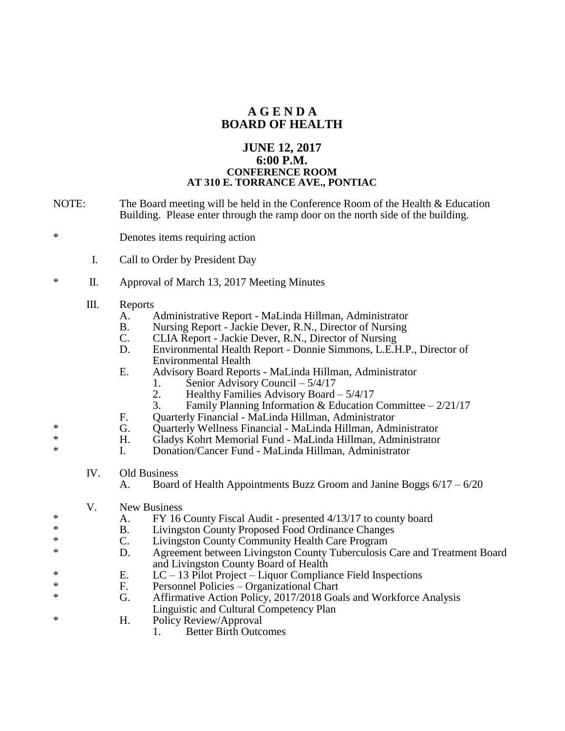# A G E N D A
# BOARD OF HEALTH

## JUNE 12, 2017
## 6:00 P.M.
### CONFERENCE ROOM
### AT 310 E. TORRANCE AVE., PONTIAC

NOTE: The Board meeting will be held in the Conference Room of the Health & Education Building. Please enter through the ramp door on the north side of the building.

\* Denotes items requiring action

I. Call to Order by President Day

\* II. Approval of March 13, 2017 Meeting Minutes

III. Reports
- A. Administrative Report - MaLinda Hillman, Administrator
- B. Nursing Report - Jackie Dever, R.N., Director of Nursing
- C. CLIA Report - Jackie Dever, R.N., Director of Nursing
- D. Environmental Health Report - Donnie Simmons, L.E.H.P., Director of Environmental Health
- E. Advisory Board Reports - MaLinda Hillman, Administrator
  1. Senior Advisory Council – 5/4/17
  2. Healthy Families Advisory Board – 5/4/17
  3. Family Planning Information & Education Committee – 2/21/17
- F. Quarterly Financial - MaLinda Hillman, Administrator
- \* G. Quarterly Wellness Financial - MaLinda Hillman, Administrator
- \* H. Gladys Kohrt Memorial Fund - MaLinda Hillman, Administrator
- \* I. Donation/Cancer Fund - MaLinda Hillman, Administrator

IV. Old Business
- A. Board of Health Appointments Buzz Groom and Janine Boggs 6/17 – 6/20

V. New Business
- \* A. FY 16 County Fiscal Audit - presented 4/13/17 to county board
- \* B. Livingston County Proposed Food Ordinance Changes
- \* C. Livingston County Community Health Care Program
- \* D. Agreement between Livingston County Tuberculosis Care and Treatment Board and Livingston County Board of Health
- \* E. LC – 13 Pilot Project – Liquor Compliance Field Inspections
- \* F. Personnel Policies – Organizational Chart
- \* G. Affirmative Action Policy, 2017/2018 Goals and Workforce Analysis Linguistic and Cultural Competency Plan
- \* H. Policy Review/Approval
  1. Better Birth Outcomes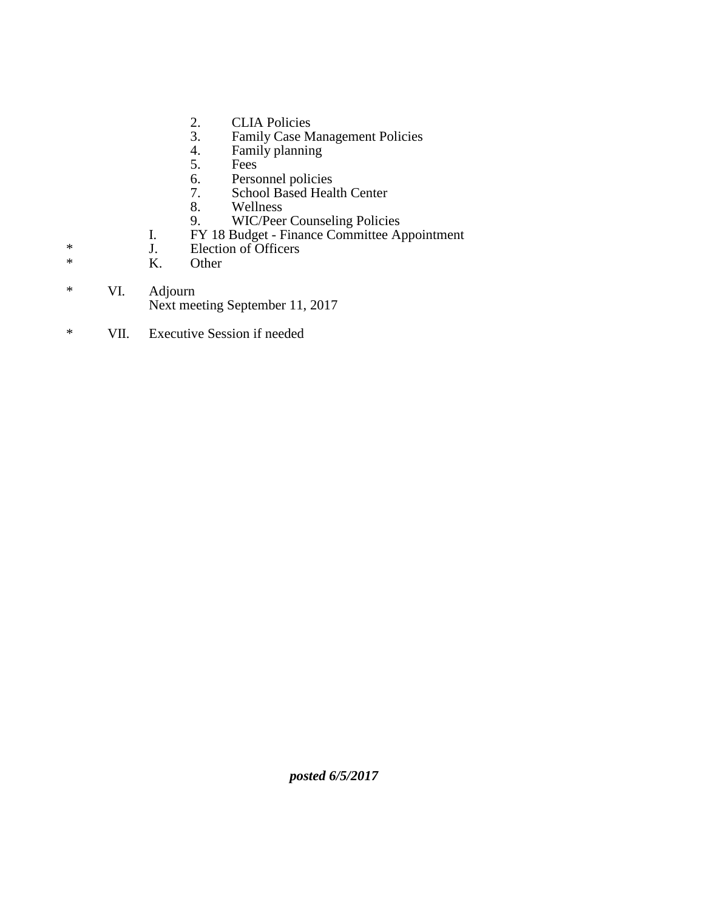2. CLIA Policies
3. Family Case Management Policies
4. Family planning
5. Fees
6. Personnel policies
7. School Based Health Center
8. Wellness
9. WIC/Peer Counseling Policies

I. FY 18 Budget - Finance Committee Appointment

\* J. Election of Officers

\* K. Other

\* VI. Adjourn
Next meeting September 11, 2017

\* VII. Executive Session if needed

***posted 6/5/2017***